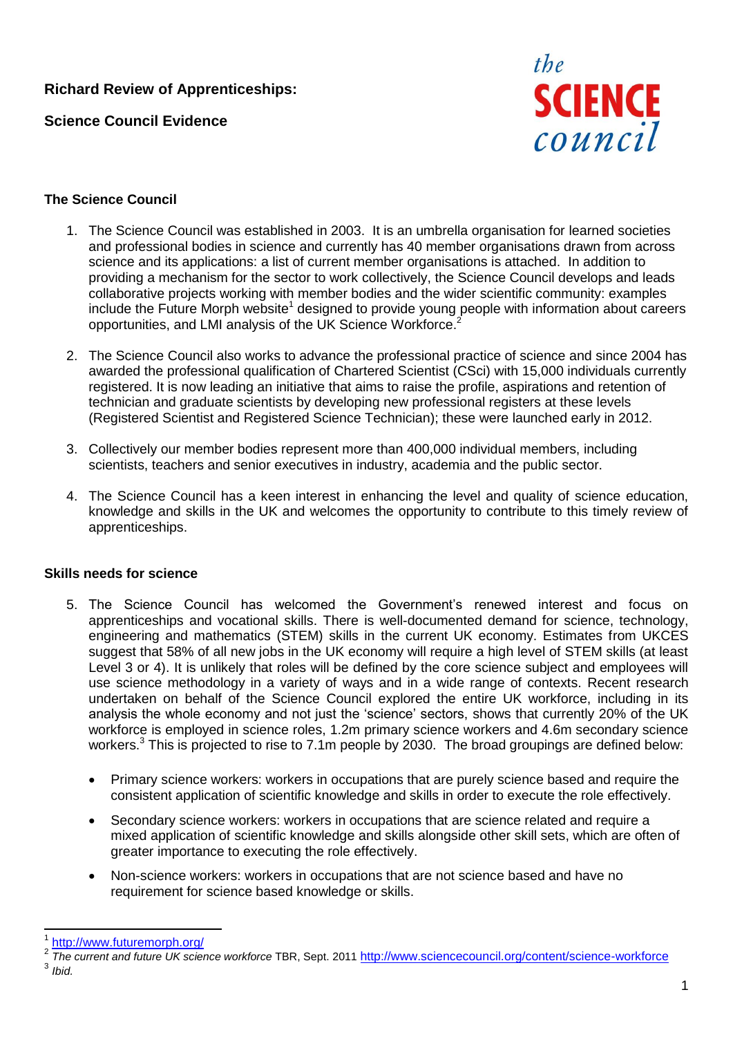**Richard Review of Apprenticeships:**

**Science Council Evidence**

the SCIENCE council

### The Science Council

1. The Science Council was established in 2003. It is an umbrella organisation for learned societies and professional bodies in science and currently has 40 member organisations drawn from across science and its applications: a list of current member organisations is attached. In addition to providing a mechanism for the sector to work collectively, the Science Council develops and leads collaborative projects working with member bodies and the wider scientific community: examples include the Future Morph website[1] designed to provide young people with information about careers opportunities, and LMI analysis of the UK Science Workforce.[2]

2. The Science Council also works to advance the professional practice of science and since 2004 has awarded the professional qualification of Chartered Scientist (CSci) with 15,000 individuals currently registered. It is now leading an initiative that aims to raise the profile, aspirations and retention of technician and graduate scientists by developing new professional registers at these levels (Registered Scientist and Registered Science Technician); these were launched early in 2012.

3. Collectively our member bodies represent more than 400,000 individual members, including scientists, teachers and senior executives in industry, academia and the public sector.

4. The Science Council has a keen interest in enhancing the level and quality of science education, knowledge and skills in the UK and welcomes the opportunity to contribute to this timely review of apprenticeships.

### Skills needs for science

5. The Science Council has welcomed the Government's renewed interest and focus on apprenticeships and vocational skills. There is well-documented demand for science, technology, engineering and mathematics (STEM) skills in the current UK economy. Estimates from UKCES suggest that 58% of all new jobs in the UK economy will require a high level of STEM skills (at least Level 3 or 4). It is unlikely that roles will be defined by the core science subject and employees will use science methodology in a variety of ways and in a wide range of contexts. Recent research undertaken on behalf of the Science Council explored the entire UK workforce, including in its analysis the whole economy and not just the 'science' sectors, shows that currently 20% of the UK workforce is employed in science roles, 1.2m primary science workers and 4.6m secondary science workers.[3] This is projected to rise to 7.1m people by 2030. The broad groupings are defined below:

   - Primary science workers: workers in occupations that are purely science based and require the consistent application of scientific knowledge and skills in order to execute the role effectively.
   - Secondary science workers: workers in occupations that are science related and require a mixed application of scientific knowledge and skills alongside other skill sets, which are often of greater importance to executing the role effectively.
   - Non-science workers: workers in occupations that are not science based and have no requirement for science based knowledge or skills.

---

[1] http://www.futuremorph.org/

[2] *The current and future UK science workforce* TBR, Sept. 2011 http://www.sciencecouncil.org/content/science-workforce

[3] *Ibid.*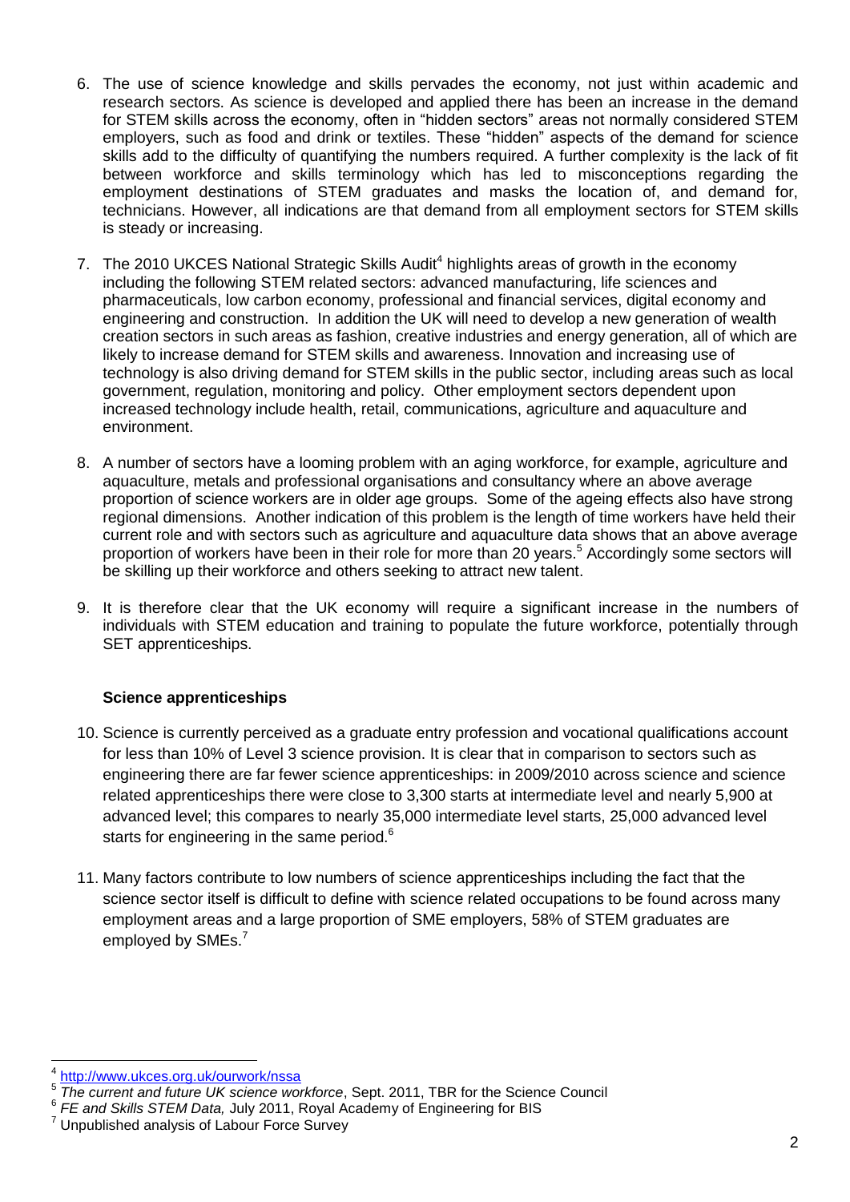6. The use of science knowledge and skills pervades the economy, not just within academic and research sectors. As science is developed and applied there has been an increase in the demand for STEM skills across the economy, often in "hidden sectors" areas not normally considered STEM employers, such as food and drink or textiles. These "hidden" aspects of the demand for science skills add to the difficulty of quantifying the numbers required. A further complexity is the lack of fit between workforce and skills terminology which has led to misconceptions regarding the employment destinations of STEM graduates and masks the location of, and demand for, technicians. However, all indications are that demand from all employment sectors for STEM skills is steady or increasing.

7. The 2010 UKCES National Strategic Skills Audit[4] highlights areas of growth in the economy including the following STEM related sectors: advanced manufacturing, life sciences and pharmaceuticals, low carbon economy, professional and financial services, digital economy and engineering and construction. In addition the UK will need to develop a new generation of wealth creation sectors in such areas as fashion, creative industries and energy generation, all of which are likely to increase demand for STEM skills and awareness. Innovation and increasing use of technology is also driving demand for STEM skills in the public sector, including areas such as local government, regulation, monitoring and policy. Other employment sectors dependent upon increased technology include health, retail, communications, agriculture and aquaculture and environment.

8. A number of sectors have a looming problem with an aging workforce, for example, agriculture and aquaculture, metals and professional organisations and consultancy where an above average proportion of science workers are in older age groups. Some of the ageing effects also have strong regional dimensions. Another indication of this problem is the length of time workers have held their current role and with sectors such as agriculture and aquaculture data shows that an above average proportion of workers have been in their role for more than 20 years.[5] Accordingly some sectors will be skilling up their workforce and others seeking to attract new talent.

9. It is therefore clear that the UK economy will require a significant increase in the numbers of individuals with STEM education and training to populate the future workforce, potentially through SET apprenticeships.

### Science apprenticeships

10. Science is currently perceived as a graduate entry profession and vocational qualifications account for less than 10% of Level 3 science provision. It is clear that in comparison to sectors such as engineering there are far fewer science apprenticeships: in 2009/2010 across science and science related apprenticeships there were close to 3,300 starts at intermediate level and nearly 5,900 at advanced level; this compares to nearly 35,000 intermediate level starts, 25,000 advanced level starts for engineering in the same period.[6]

11. Many factors contribute to low numbers of science apprenticeships including the fact that the science sector itself is difficult to define with science related occupations to be found across many employment areas and a large proportion of SME employers, 58% of STEM graduates are employed by SMEs.[7]

---

[4] http://www.ukces.org.uk/ourwork/nssa

[5] *The current and future UK science workforce*, Sept. 2011, TBR for the Science Council

[6] *FE and Skills STEM Data,* July 2011, Royal Academy of Engineering for BIS

[7] Unpublished analysis of Labour Force Survey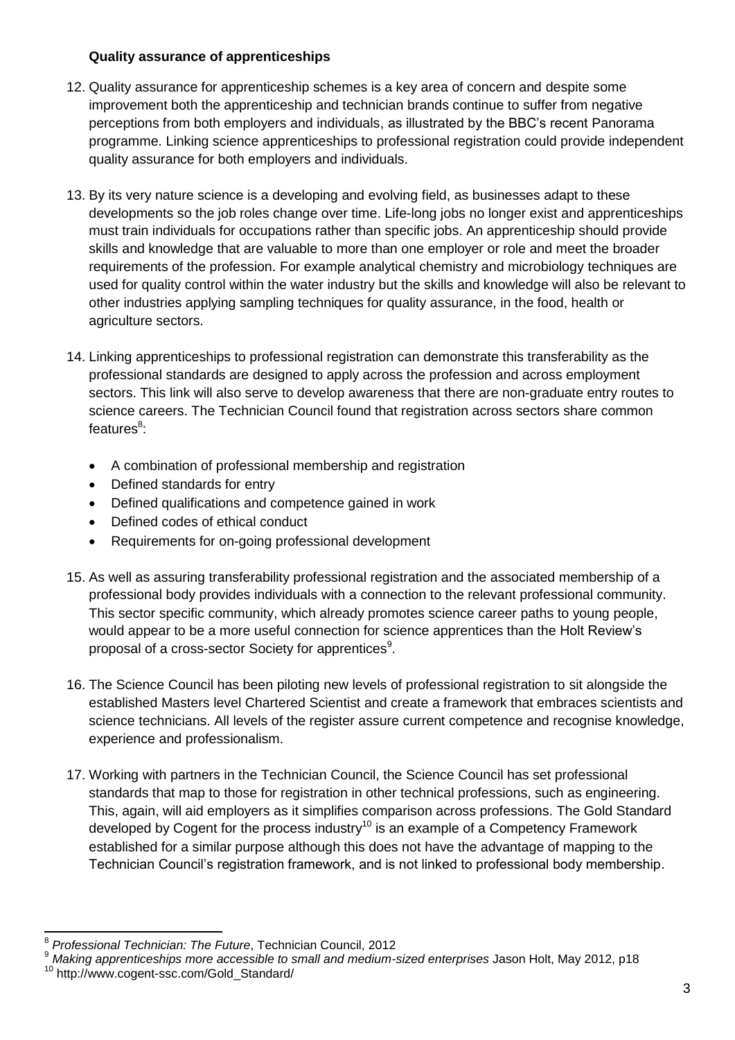**Quality assurance of apprenticeships**

12. Quality assurance for apprenticeship schemes is a key area of concern and despite some improvement both the apprenticeship and technician brands continue to suffer from negative perceptions from both employers and individuals, as illustrated by the BBC's recent Panorama programme. Linking science apprenticeships to professional registration could provide independent quality assurance for both employers and individuals.

13. By its very nature science is a developing and evolving field, as businesses adapt to these developments so the job roles change over time. Life-long jobs no longer exist and apprenticeships must train individuals for occupations rather than specific jobs. An apprenticeship should provide skills and knowledge that are valuable to more than one employer or role and meet the broader requirements of the profession. For example analytical chemistry and microbiology techniques are used for quality control within the water industry but the skills and knowledge will also be relevant to other industries applying sampling techniques for quality assurance, in the food, health or agriculture sectors.

14. Linking apprenticeships to professional registration can demonstrate this transferability as the professional standards are designed to apply across the profession and across employment sectors. This link will also serve to develop awareness that there are non-graduate entry routes to science careers. The Technician Council found that registration across sectors share common features[8]:

    - A combination of professional membership and registration
    - Defined standards for entry
    - Defined qualifications and competence gained in work
    - Defined codes of ethical conduct
    - Requirements for on-going professional development

15. As well as assuring transferability professional registration and the associated membership of a professional body provides individuals with a connection to the relevant professional community. This sector specific community, which already promotes science career paths to young people, would appear to be a more useful connection for science apprentices than the Holt Review's proposal of a cross-sector Society for apprentices[9].

16. The Science Council has been piloting new levels of professional registration to sit alongside the established Masters level Chartered Scientist and create a framework that embraces scientists and science technicians. All levels of the register assure current competence and recognise knowledge, experience and professionalism.

17. Working with partners in the Technician Council, the Science Council has set professional standards that map to those for registration in other technical professions, such as engineering. This, again, will aid employers as it simplifies comparison across professions. The Gold Standard developed by Cogent for the process industry[10] is an example of a Competency Framework established for a similar purpose although this does not have the advantage of mapping to the Technician Council's registration framework, and is not linked to professional body membership.

---

[8] *Professional Technician: The Future*, Technician Council, 2012

[9] *Making apprenticeships more accessible to small and medium-sized enterprises* Jason Holt, May 2012, p18

[10] http://www.cogent-ssc.com/Gold_Standard/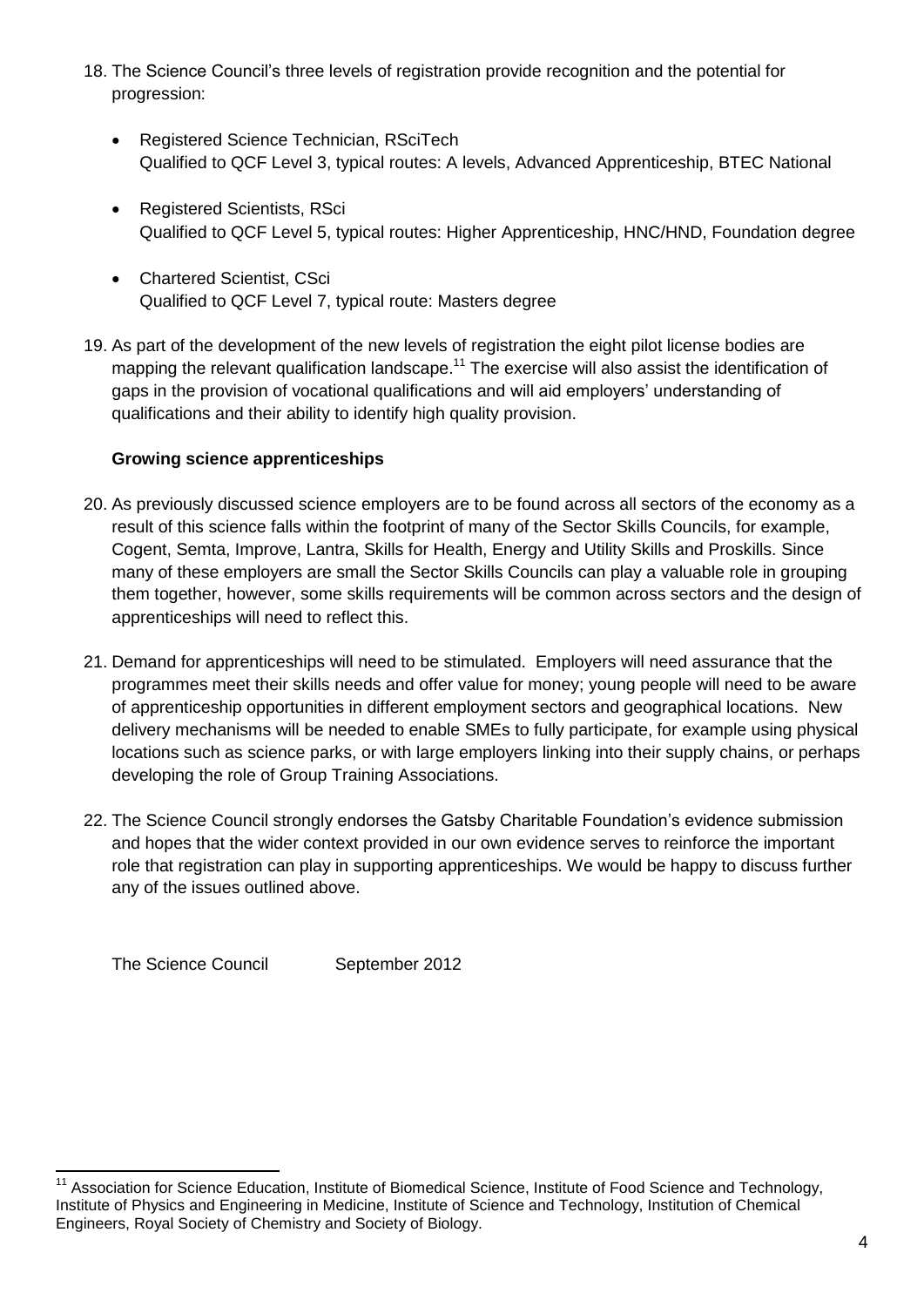18. The Science Council's three levels of registration provide recognition and the potential for progression:

    - Registered Science Technician, RSciTech
      Qualified to QCF Level 3, typical routes: A levels, Advanced Apprenticeship, BTEC National
    - Registered Scientists, RSci
      Qualified to QCF Level 5, typical routes: Higher Apprenticeship, HNC/HND, Foundation degree
    - Chartered Scientist, CSci
      Qualified to QCF Level 7, typical route: Masters degree

19. As part of the development of the new levels of registration the eight pilot license bodies are mapping the relevant qualification landscape.[11] The exercise will also assist the identification of gaps in the provision of vocational qualifications and will aid employers' understanding of qualifications and their ability to identify high quality provision.

**Growing science apprenticeships**

20. As previously discussed science employers are to be found across all sectors of the economy as a result of this science falls within the footprint of many of the Sector Skills Councils, for example, Cogent, Semta, Improve, Lantra, Skills for Health, Energy and Utility Skills and Proskills. Since many of these employers are small the Sector Skills Councils can play a valuable role in grouping them together, however, some skills requirements will be common across sectors and the design of apprenticeships will need to reflect this.

21. Demand for apprenticeships will need to be stimulated. Employers will need assurance that the programmes meet their skills needs and offer value for money; young people will need to be aware of apprenticeship opportunities in different employment sectors and geographical locations. New delivery mechanisms will be needed to enable SMEs to fully participate, for example using physical locations such as science parks, or with large employers linking into their supply chains, or perhaps developing the role of Group Training Associations.

22. The Science Council strongly endorses the Gatsby Charitable Foundation's evidence submission and hopes that the wider context provided in our own evidence serves to reinforce the important role that registration can play in supporting apprenticeships. We would be happy to discuss further any of the issues outlined above.

The Science Council September 2012

---

[11] Association for Science Education, Institute of Biomedical Science, Institute of Food Science and Technology, Institute of Physics and Engineering in Medicine, Institute of Science and Technology, Institution of Chemical Engineers, Royal Society of Chemistry and Society of Biology.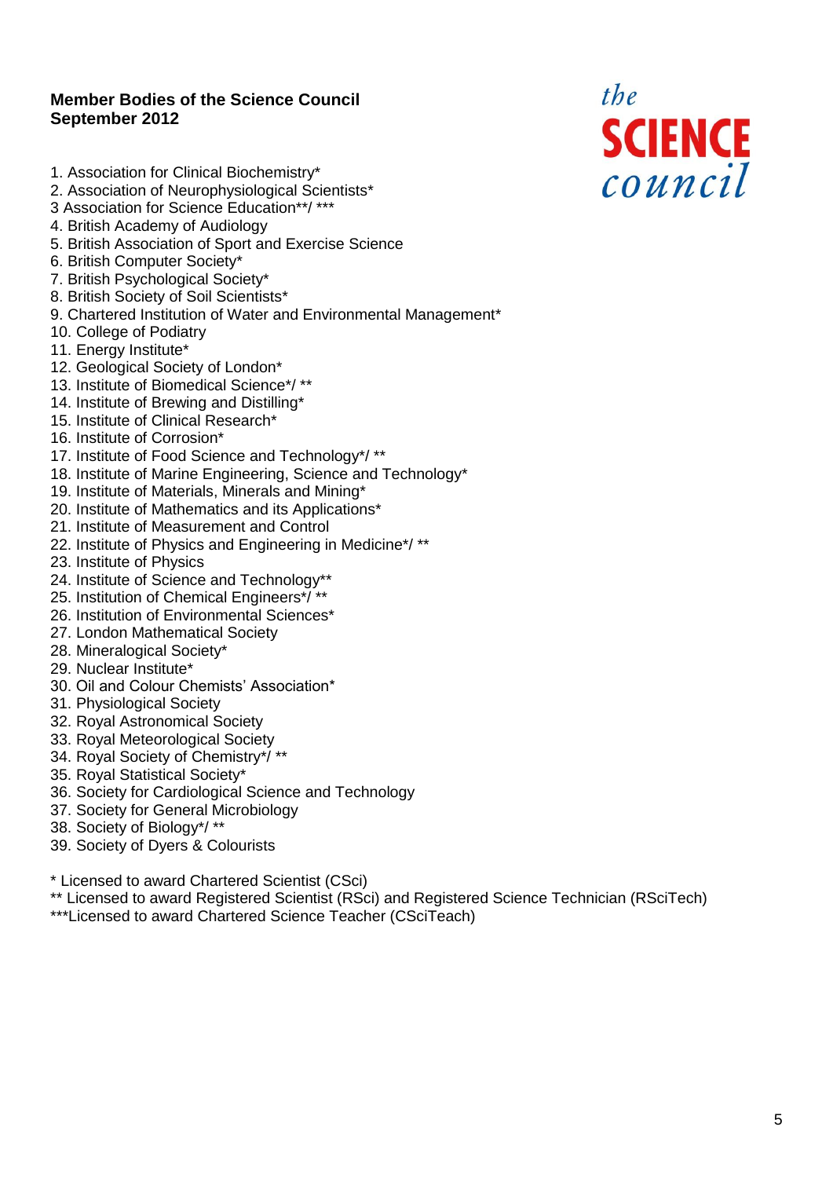**Member Bodies of the Science Council**
**September 2012**

the SCIENCE council

1. Association for Clinical Biochemistry*
2. Association of Neurophysiological Scientists*
3 Association for Science Education**/ ***
4. British Academy of Audiology
5. British Association of Sport and Exercise Science
6. British Computer Society*
7. British Psychological Society*
8. British Society of Soil Scientists*
9. Chartered Institution of Water and Environmental Management*
10. College of Podiatry
11. Energy Institute*
12. Geological Society of London*
13. Institute of Biomedical Science*/ **
14. Institute of Brewing and Distilling*
15. Institute of Clinical Research*
16. Institute of Corrosion*
17. Institute of Food Science and Technology*/ **
18. Institute of Marine Engineering, Science and Technology*
19. Institute of Materials, Minerals and Mining*
20. Institute of Mathematics and its Applications*
21. Institute of Measurement and Control
22. Institute of Physics and Engineering in Medicine*/ **
23. Institute of Physics
24. Institute of Science and Technology**
25. Institution of Chemical Engineers*/ **
26. Institution of Environmental Sciences*
27. London Mathematical Society
28. Mineralogical Society*
29. Nuclear Institute*
30. Oil and Colour Chemists' Association*
31. Physiological Society
32. Royal Astronomical Society
33. Royal Meteorological Society
34. Royal Society of Chemistry*/ **
35. Royal Statistical Society*
36. Society for Cardiological Science and Technology
37. Society for General Microbiology
38. Society of Biology*/ **
39. Society of Dyers & Colourists

\* Licensed to award Chartered Scientist (CSci)
** Licensed to award Registered Scientist (RSci) and Registered Science Technician (RSciTech)
***Licensed to award Chartered Science Teacher (CSciTeach)